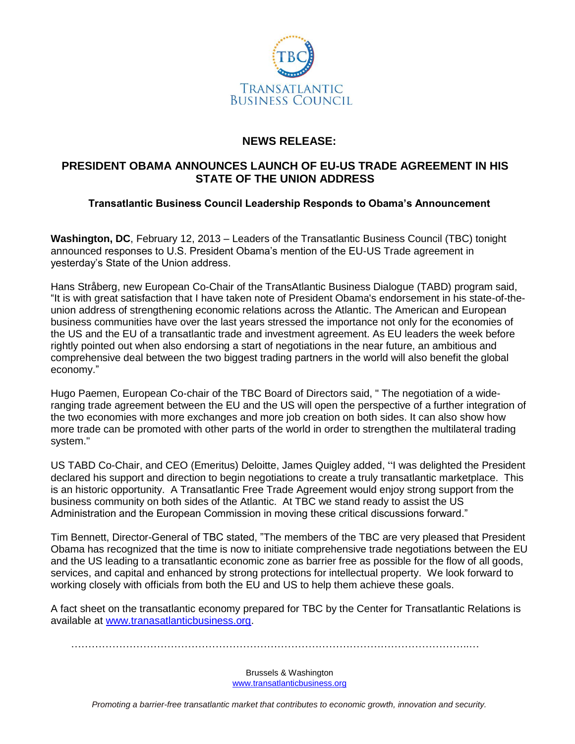TBC

TRANSATLANTIC BUSINESS COUNCIL

## NEWS RELEASE:

# PRESIDENT OBAMA ANNOUNCES LAUNCH OF EU-US TRADE AGREEMENT IN HIS STATE OF THE UNION ADDRESS

### Transatlantic Business Council Leadership Responds to Obama's Announcement

**Washington, DC**, February 12, 2013 – Leaders of the Transatlantic Business Council (TBC) tonight announced responses to U.S. President Obama's mention of the EU-US Trade agreement in yesterday's State of the Union address.

Hans Stråberg, new European Co-Chair of the TransAtlantic Business Dialogue (TABD) program said, "It is with great satisfaction that I have taken note of President Obama's endorsement in his state-of-the-union address of strengthening economic relations across the Atlantic. The American and European business communities have over the last years stressed the importance not only for the economies of the US and the EU of a transatlantic trade and investment agreement. As EU leaders the week before rightly pointed out when also endorsing a start of negotiations in the near future, an ambitious and comprehensive deal between the two biggest trading partners in the world will also benefit the global economy."

Hugo Paemen, European Co-chair of the TBC Board of Directors said, " The negotiation of a wide-ranging trade agreement between the EU and the US will open the perspective of a further integration of the two economies with more exchanges and more job creation on both sides. It can also show how more trade can be promoted with other parts of the world in order to strengthen the multilateral trading system."

US TABD Co-Chair, and CEO (Emeritus) Deloitte, James Quigley added, "I was delighted the President declared his support and direction to begin negotiations to create a truly transatlantic marketplace. This is an historic opportunity. A Transatlantic Free Trade Agreement would enjoy strong support from the business community on both sides of the Atlantic. At TBC we stand ready to assist the US Administration and the European Commission in moving these critical discussions forward."

Tim Bennett, Director-General of TBC stated, "The members of the TBC are very pleased that President Obama has recognized that the time is now to initiate comprehensive trade negotiations between the EU and the US leading to a transatlantic economic zone as barrier free as possible for the flow of all goods, services, and capital and enhanced by strong protections for intellectual property. We look forward to working closely with officials from both the EU and US to help them achieve these goals.

A fact sheet on the transatlantic economy prepared for TBC by the Center for Transatlantic Relations is available at www.tranasatlanticbusiness.org.

…………………………………………………………………………………………………………

Brussels & Washington
www.transatlanticbusiness.org

*Promoting a barrier-free transatlantic market that contributes to economic growth, innovation and security.*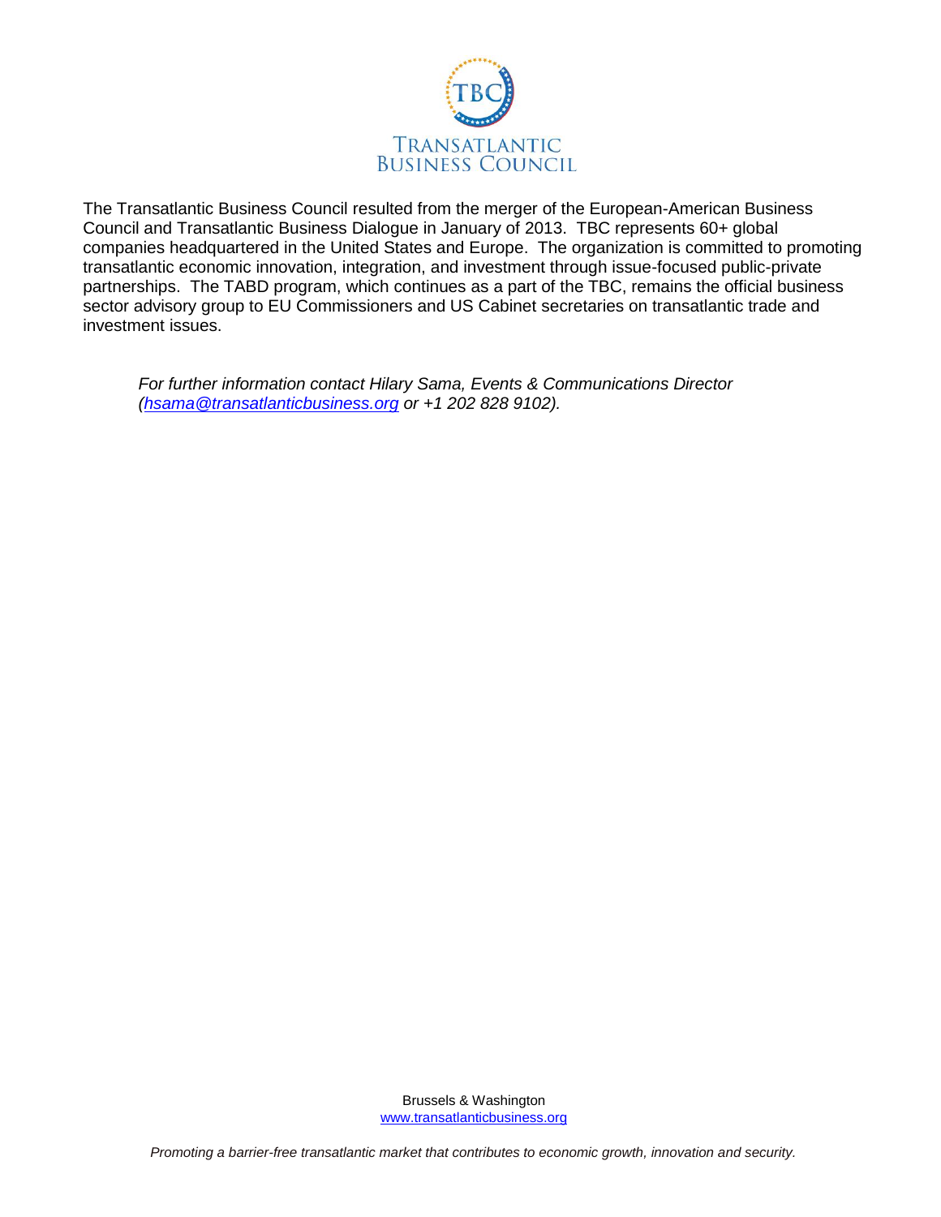TBC

TRANSATLANTIC BUSINESS COUNCIL

The Transatlantic Business Council resulted from the merger of the European-American Business Council and Transatlantic Business Dialogue in January of 2013. TBC represents 60+ global companies headquartered in the United States and Europe. The organization is committed to promoting transatlantic economic innovation, integration, and investment through issue-focused public-private partnerships. The TABD program, which continues as a part of the TBC, remains the official business sector advisory group to EU Commissioners and US Cabinet secretaries on transatlantic trade and investment issues.

*For further information contact Hilary Sama, Events & Communications Director (hsama@transatlanticbusiness.org or +1 202 828 9102).*

Brussels & Washington
www.transatlanticbusiness.org

*Promoting a barrier-free transatlantic market that contributes to economic growth, innovation and security.*